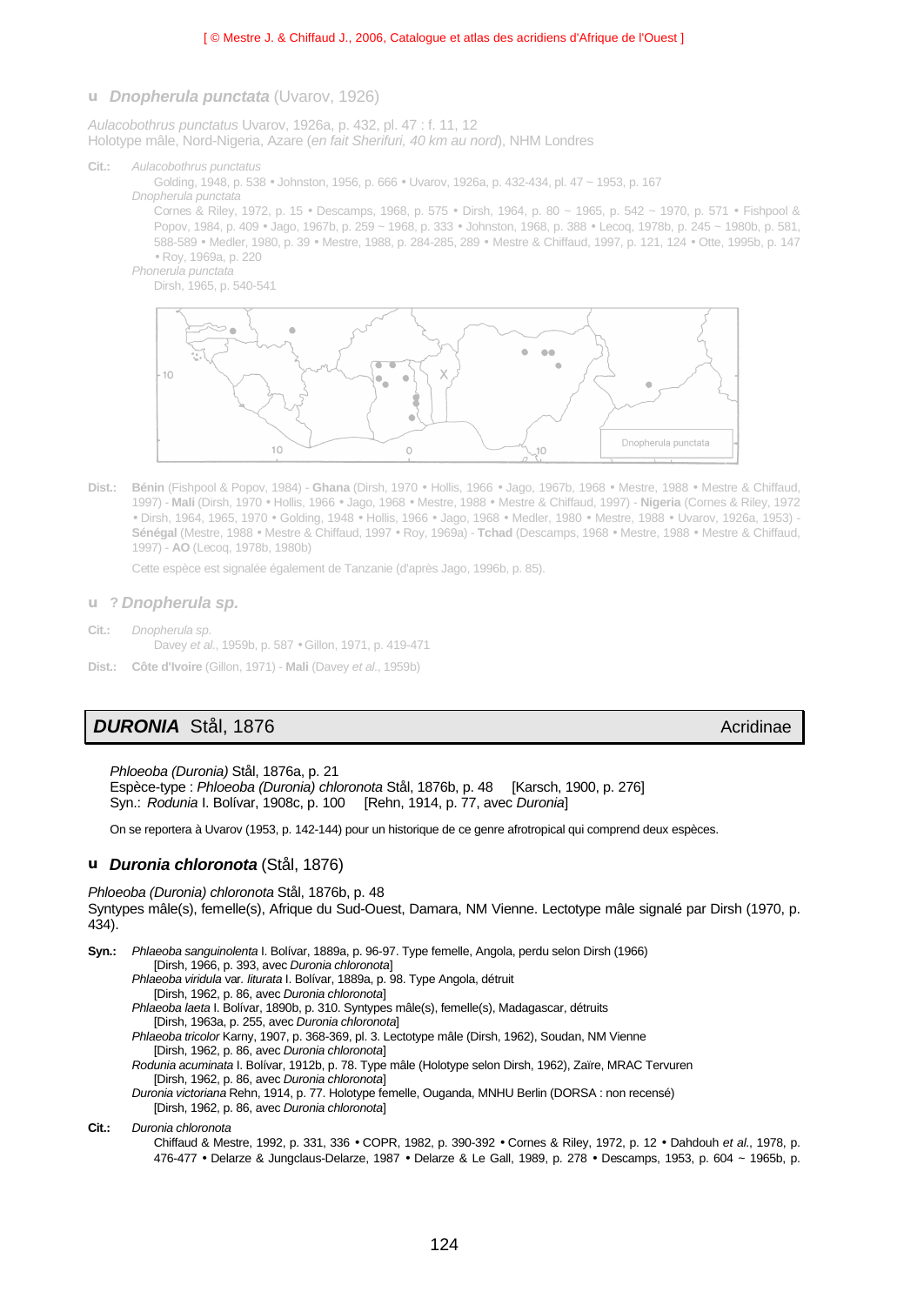**u** ***Dnopherula punctata*** (Uvarov, 1926)

*Aulacobothrus punctatus* Uvarov, 1926a, p. 432, pl. 47 : f. 11, 12
Holotype mâle, Nord-Nigeria, Azare (*en fait Sherifuri, 40 km au nord*), NHM Londres

**Cit.:** *Aulacobothrus punctatus*
Golding, 1948, p. 538 • Johnston, 1956, p. 666 • Uvarov, 1926a, p. 432-434, pl. 47 ~ 1953, p. 167
*Dnopherula punctata*
Cornes & Riley, 1972, p. 15 • Descamps, 1968, p. 575 • Dirsh, 1964, p. 80 ~ 1965, p. 542 ~ 1970, p. 571 • Fishpool & Popov, 1984, p. 409 • Jago, 1967b, p. 259 ~ 1968, p. 333 • Johnston, 1968, p. 388 • Lecoq, 1978b, p. 245 ~ 1980b, p. 581, 588-589 • Medler, 1980, p. 39 • Mestre, 1988, p. 284-285, 289 • Mestre & Chiffaud, 1997, p. 121, 124 • Otte, 1995b, p. 147 • Roy, 1969a, p. 220
*Phonerula punctata*
Dirsh, 1965, p. 540-541

Dnopherula punctata

**Dist.:** **Bénin** (Fishpool & Popov, 1984) - **Ghana** (Dirsh, 1970 • Hollis, 1966 • Jago, 1967b, 1968 • Mestre, 1988 • Mestre & Chiffaud, 1997) - **Mali** (Dirsh, 1970 • Hollis, 1966 • Jago, 1968 • Mestre, 1988 • Mestre & Chiffaud, 1997) - **Nigeria** (Cornes & Riley, 1972 • Dirsh, 1964, 1965, 1970 • Golding, 1948 • Hollis, 1966 • Jago, 1968 • Medler, 1980 • Mestre, 1988 • Uvarov, 1926a, 1953) - **Sénégal** (Mestre, 1988 • Mestre & Chiffaud, 1997 • Roy, 1969a) - **Tchad** (Descamps, 1968 • Mestre, 1988 • Mestre & Chiffaud, 1997) - **AO** (Lecoq, 1978b, 1980b)

Cette espèce est signalée également de Tanzanie (d'après Jago, 1996b, p. 85).

**u** **?** ***Dnopherula sp.***

**Cit.:** *Dnopherula sp.*
Davey *et al.*, 1959b, p. 587 • Gillon, 1971, p. 419-471

**Dist.:** **Côte d'Ivoire** (Gillon, 1971) - **Mali** (Davey *et al.*, 1959b)

## ***DURONIA*** Stål, 1876 — Acridinae

*Phloeoba (Duronia)* Stål, 1876a, p. 21
Espèce-type : *Phloeoba (Duronia) chloronota* Stål, 1876b, p. 48 [Karsch, 1900, p. 276]
Syn.: *Rodunia* I. Bolívar, 1908c, p. 100 [Rehn, 1914, p. 77, avec *Duronia*]

On se reportera à Uvarov (1953, p. 142-144) pour un historique de ce genre afrotropical qui comprend deux espèces.

### **u** ***Duronia chloronota*** (Stål, 1876)

*Phloeoba (Duronia) chloronota* Stål, 1876b, p. 48
Syntypes mâle(s), femelle(s), Afrique du Sud-Ouest, Damara, NM Vienne. Lectotype mâle signalé par Dirsh (1970, p. 434).

**Syn.:** *Phlaeoba sanguinolenta* I. Bolívar, 1889a, p. 96-97. Type femelle, Angola, perdu selon Dirsh (1966)
[Dirsh, 1966, p. 393, avec *Duronia chloronota*]
*Phlaeoba viridula* var. *liturata* I. Bolívar, 1889a, p. 98. Type Angola, détruit
[Dirsh, 1962, p. 86, avec *Duronia chloronota*]
*Phlaeoba laeta* I. Bolívar, 1890b, p. 310. Syntypes mâle(s), femelle(s), Madagascar, détruits
[Dirsh, 1963a, p. 255, avec *Duronia chloronota*]
*Phlaeoba tricolor* Karny, 1907, p. 368-369, pl. 3. Lectotype mâle (Dirsh, 1962), Soudan, NM Vienne
[Dirsh, 1962, p. 86, avec *Duronia chloronota*]
*Rodunia acuminata* I. Bolívar, 1912b, p. 78. Type mâle (Holotype selon Dirsh, 1962), Zaïre, MRAC Tervuren
[Dirsh, 1962, p. 86, avec *Duronia chloronota*]
*Duronia victoriana* Rehn, 1914, p. 77. Holotype femelle, Ouganda, MNHU Berlin (DORSA : non recensé)
[Dirsh, 1962, p. 86, avec *Duronia chloronota*]

**Cit.:** *Duronia chloronota*
Chiffaud & Mestre, 1992, p. 331, 336 • COPR, 1982, p. 390-392 • Cornes & Riley, 1972, p. 12 • Dahdouh *et al.*, 1978, p. 476-477 • Delarze & Jungclaus-Delarze, 1987 • Delarze & Le Gall, 1989, p. 278 • Descamps, 1953, p. 604 ~ 1965b, p.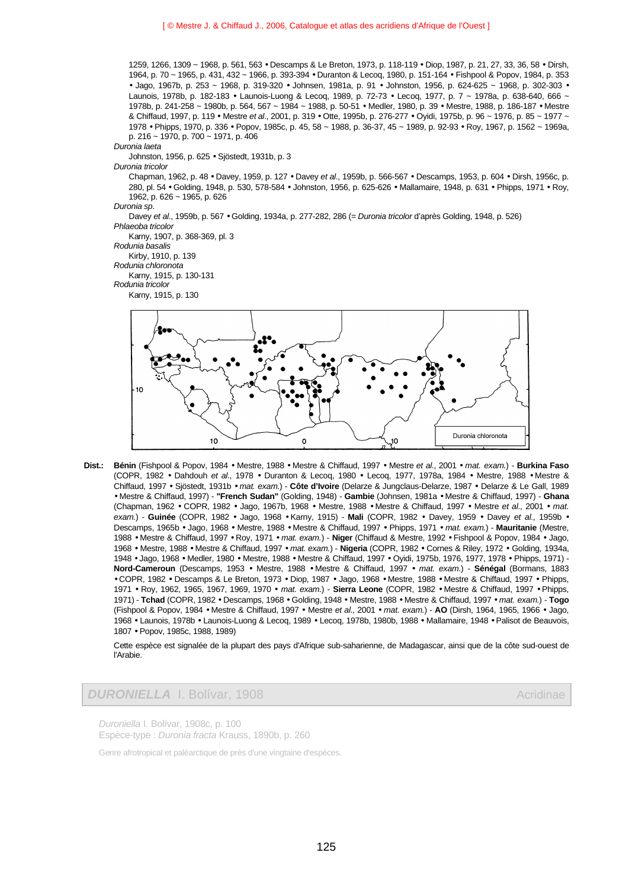1259, 1266, 1309 ~ 1968, p. 561, 563 • Descamps & Le Breton, 1973, p. 118-119 • Diop, 1987, p. 21, 27, 33, 36, 58 • Dirsh, 1964, p. 70 ~ 1965, p. 431, 432 ~ 1966, p. 393-394 • Duranton & Lecoq, 1980, p. 151-164 • Fishpool & Popov, 1984, p. 353 • Jago, 1967b, p. 253 ~ 1968, p. 319-320 • Johnsen, 1981a, p. 91 • Johnston, 1956, p. 624-625 ~ 1968, p. 302-303 • Launois, 1978b, p. 182-183 • Launois-Luong & Lecoq, 1989, p. 72-73 • Lecoq, 1977, p. 7 ~ 1978a, p. 638-640, 666 ~ 1978b, p. 241-258 ~ 1980b, p. 564, 567 ~ 1984 ~ 1988, p. 50-51 • Medler, 1980, p. 39 • Mestre, 1988, p. 186-187 • Mestre & Chiffaud, 1997, p. 119 • Mestre *et al.*, 2001, p. 319 • Otte, 1995b, p. 276-277 • Oyidi, 1975b, p. 96 ~ 1976, p. 85 ~ 1977 ~ 1978 • Phipps, 1970, p. 336 • Popov, 1985c, p. 45, 58 ~ 1988, p. 36-37, 45 ~ 1989, p. 92-93 • Roy, 1967, p. 1562 ~ 1969a, p. 216 ~ 1970, p. 700 ~ 1971, p. 406

*Duronia laeta*

Johnston, 1956, p. 625 • Sjöstedt, 1931b, p. 3

*Duronia tricolor*

Chapman, 1962, p. 48 • Davey, 1959, p. 127 • Davey *et al.*, 1959b, p. 566-567 • Descamps, 1953, p. 604 • Dirsh, 1956c, p. 280, pl. 54 • Golding, 1948, p. 530, 578-584 • Johnston, 1956, p. 625-626 • Mallamaire, 1948, p. 631 • Phipps, 1971 • Roy, 1962, p. 626 ~ 1965, p. 626

*Duronia sp.*

Davey *et al.*, 1959b, p. 567 • Golding, 1934a, p. 277-282, 286 (= *Duronia tricolor* d'après Golding, 1948, p. 526)

*Phlaeoba tricolor*

Karny, 1907, p. 368-369, pl. 3

*Rodunia basalis*

Kirby, 1910, p. 139

*Rodunia chloronota*

Karny, 1915, p. 130-131

*Rodunia tricolor*

Karny, 1915, p. 130

10

10

0

10

Duronia chloronota

**Dist.:** **Bénin** (Fishpool & Popov, 1984 • Mestre, 1988 • Mestre & Chiffaud, 1997 • Mestre *et al.*, 2001 • *mat. exam.*) - **Burkina Faso** (COPR, 1982 • Dahdouh *et al.*, 1978 • Duranton & Lecoq, 1980 • Lecoq, 1977, 1978a, 1984 • Mestre, 1988 • Mestre & Chiffaud, 1997 • Sjöstedt, 1931b • *mat. exam.*) - **Côte d'Ivoire** (Delarze & Jungclaus-Delarze, 1987 • Delarze & Le Gall, 1989 • Mestre & Chiffaud, 1997) - **"French Sudan"** (Golding, 1948) - **Gambie** (Johnsen, 1981a • Mestre & Chiffaud, 1997) - **Ghana** (Chapman, 1962 • COPR, 1982 • Jago, 1967b, 1968 • Mestre, 1988 • Mestre & Chiffaud, 1997 • Mestre *et al.*, 2001 • *mat. exam.*) - **Guinée** (COPR, 1982 • Jago, 1968 • Karny, 1915) - **Mali** (COPR, 1982 • Davey, 1959 • Davey *et al.*, 1959b • Descamps, 1965b • Jago, 1968 • Mestre, 1988 • Mestre & Chiffaud, 1997 • Phipps, 1971 • *mat. exam.*) - **Mauritanie** (Mestre, 1988 • Mestre & Chiffaud, 1997 • Roy, 1971 • *mat. exam.*) - **Niger** (Chiffaud & Mestre, 1992 • Fishpool & Popov, 1984 • Jago, 1968 • Mestre, 1988 • Mestre & Chiffaud, 1997 • *mat. exam.*) - **Nigeria** (COPR, 1982 • Cornes & Riley, 1972 • Golding, 1934a, 1948 • Jago, 1968 • Medler, 1980 • Mestre, 1988 • Mestre & Chiffaud, 1997 • Oyidi, 1975b, 1976, 1977, 1978 • Phipps, 1971) - **Nord-Cameroun** (Descamps, 1953 • Mestre, 1988 • Mestre & Chiffaud, 1997 • *mat. exam.*) - **Sénégal** (Bormans, 1883 • COPR, 1982 • Descamps & Le Breton, 1973 • Diop, 1987 • Jago, 1968 • Mestre, 1988 • Mestre & Chiffaud, 1997 • Phipps, 1971 • Roy, 1962, 1965, 1967, 1969, 1970 • *mat. exam.*) - **Sierra Leone** (COPR, 1982 • Mestre & Chiffaud, 1997 • Phipps, 1971) - **Tchad** (COPR, 1982 • Descamps, 1968 • Golding, 1948 • Mestre, 1988 • Mestre & Chiffaud, 1997 • *mat. exam.*) - **Togo** (Fishpool & Popov, 1984 • Mestre & Chiffaud, 1997 • Mestre *et al.*, 2001 • *mat. exam.*) - **AO** (Dirsh, 1964, 1965, 1966 • Jago, 1968 • Launois, 1978b • Launois-Luong & Lecoq, 1989 • Lecoq, 1978b, 1980b, 1988 • Mallamaire, 1948 • Palisot de Beauvois, 1807 • Popov, 1985c, 1988, 1989)

Cette espèce est signalée de la plupart des pays d'Afrique sub-saharienne, de Madagascar, ainsi que de la côte sud-ouest de l'Arabie.

## *DURONIELLA* I. Bolívar, 1908 — Acridinae

*Duroniella* I. Bolívar, 1908c, p. 100
Espèce-type : *Duronia fracta* Krauss, 1890b, p. 260

Genre afrotropical et paléarctique de près d'une vingtaine d'espèces.